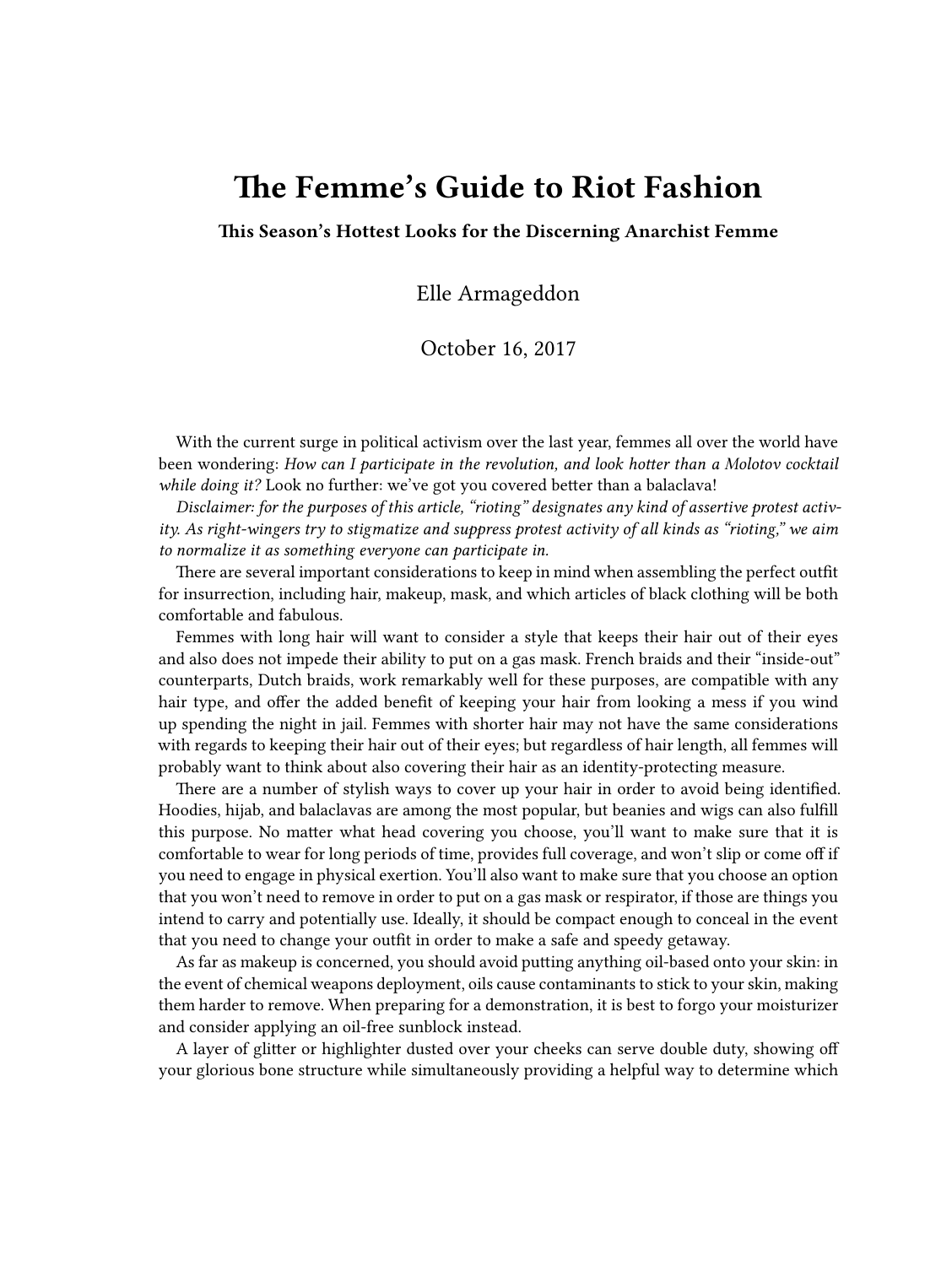# The Femme's Guide to Riot Fashion

**This Season's Hottest Looks for the Discerning Anarchist Femme**

Elle Armageddon

October 16, 2017

With the current surge in political activism over the last year, femmes all over the world have been wondering: *How can I participate in the revolution, and look hotter than a Molotov cocktail while doing it?* Look no further: we've got you covered better than a balaclava!

*Disclaimer: for the purposes of this article, "rioting" designates any kind of assertive protest activity. As right-wingers try to stigmatize and suppress protest activity of all kinds as "rioting," we aim to normalize it as something everyone can participate in.*

There are several important considerations to keep in mind when assembling the perfect outfit for insurrection, including hair, makeup, mask, and which articles of black clothing will be both comfortable and fabulous.

Femmes with long hair will want to consider a style that keeps their hair out of their eyes and also does not impede their ability to put on a gas mask. French braids and their "inside-out" counterparts, Dutch braids, work remarkably well for these purposes, are compatible with any hair type, and offer the added benefit of keeping your hair from looking a mess if you wind up spending the night in jail. Femmes with shorter hair may not have the same considerations with regards to keeping their hair out of their eyes; but regardless of hair length, all femmes will probably want to think about also covering their hair as an identity-protecting measure.

There are a number of stylish ways to cover up your hair in order to avoid being identified. Hoodies, hijab, and balaclavas are among the most popular, but beanies and wigs can also fulfill this purpose. No matter what head covering you choose, you'll want to make sure that it is comfortable to wear for long periods of time, provides full coverage, and won't slip or come off if you need to engage in physical exertion. You'll also want to make sure that you choose an option that you won't need to remove in order to put on a gas mask or respirator, if those are things you intend to carry and potentially use. Ideally, it should be compact enough to conceal in the event that you need to change your outfit in order to make a safe and speedy getaway.

As far as makeup is concerned, you should avoid putting anything oil-based onto your skin: in the event of chemical weapons deployment, oils cause contaminants to stick to your skin, making them harder to remove. When preparing for a demonstration, it is best to forgo your moisturizer and consider applying an oil-free sunblock instead.

A layer of glitter or highlighter dusted over your cheeks can serve double duty, showing off your glorious bone structure while simultaneously providing a helpful way to determine which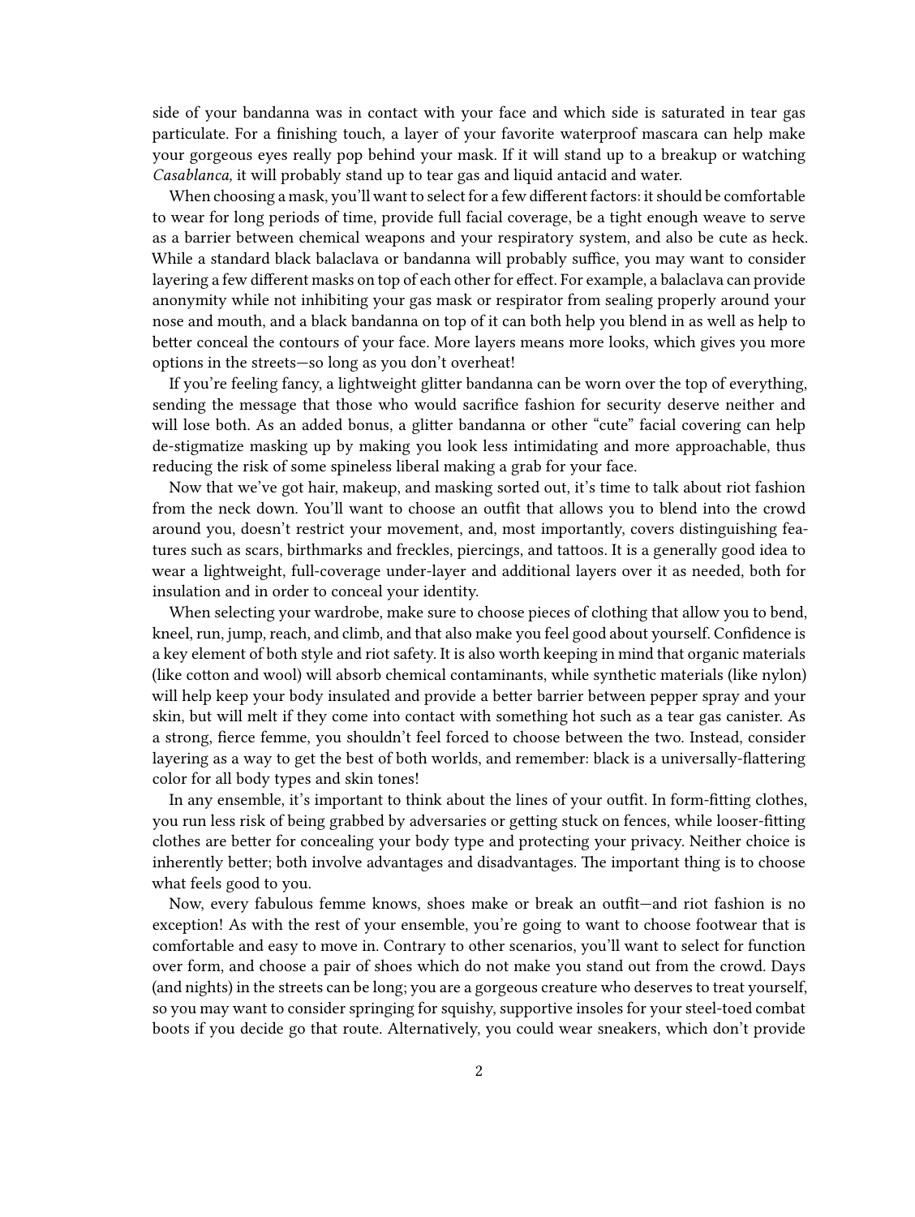side of your bandanna was in contact with your face and which side is saturated in tear gas particulate. For a finishing touch, a layer of your favorite waterproof mascara can help make your gorgeous eyes really pop behind your mask. If it will stand up to a breakup or watching *Casablanca,* it will probably stand up to tear gas and liquid antacid and water.

When choosing a mask, you'll want to select for a few different factors: it should be comfortable to wear for long periods of time, provide full facial coverage, be a tight enough weave to serve as a barrier between chemical weapons and your respiratory system, and also be cute as heck. While a standard black balaclava or bandanna will probably suffice, you may want to consider layering a few different masks on top of each other for effect. For example, a balaclava can provide anonymity while not inhibiting your gas mask or respirator from sealing properly around your nose and mouth, and a black bandanna on top of it can both help you blend in as well as help to better conceal the contours of your face. More layers means more looks, which gives you more options in the streets—so long as you don't overheat!

If you're feeling fancy, a lightweight glitter bandanna can be worn over the top of everything, sending the message that those who would sacrifice fashion for security deserve neither and will lose both. As an added bonus, a glitter bandanna or other "cute" facial covering can help de-stigmatize masking up by making you look less intimidating and more approachable, thus reducing the risk of some spineless liberal making a grab for your face.

Now that we've got hair, makeup, and masking sorted out, it's time to talk about riot fashion from the neck down. You'll want to choose an outfit that allows you to blend into the crowd around you, doesn't restrict your movement, and, most importantly, covers distinguishing features such as scars, birthmarks and freckles, piercings, and tattoos. It is a generally good idea to wear a lightweight, full-coverage under-layer and additional layers over it as needed, both for insulation and in order to conceal your identity.

When selecting your wardrobe, make sure to choose pieces of clothing that allow you to bend, kneel, run, jump, reach, and climb, and that also make you feel good about yourself. Confidence is a key element of both style and riot safety. It is also worth keeping in mind that organic materials (like cotton and wool) will absorb chemical contaminants, while synthetic materials (like nylon) will help keep your body insulated and provide a better barrier between pepper spray and your skin, but will melt if they come into contact with something hot such as a tear gas canister. As a strong, fierce femme, you shouldn't feel forced to choose between the two. Instead, consider layering as a way to get the best of both worlds, and remember: black is a universally-flattering color for all body types and skin tones!

In any ensemble, it's important to think about the lines of your outfit. In form-fitting clothes, you run less risk of being grabbed by adversaries or getting stuck on fences, while looser-fitting clothes are better for concealing your body type and protecting your privacy. Neither choice is inherently better; both involve advantages and disadvantages. The important thing is to choose what feels good to you.

Now, every fabulous femme knows, shoes make or break an outfit—and riot fashion is no exception! As with the rest of your ensemble, you're going to want to choose footwear that is comfortable and easy to move in. Contrary to other scenarios, you'll want to select for function over form, and choose a pair of shoes which do not make you stand out from the crowd. Days (and nights) in the streets can be long; you are a gorgeous creature who deserves to treat yourself, so you may want to consider springing for squishy, supportive insoles for your steel-toed combat boots if you decide go that route. Alternatively, you could wear sneakers, which don't provide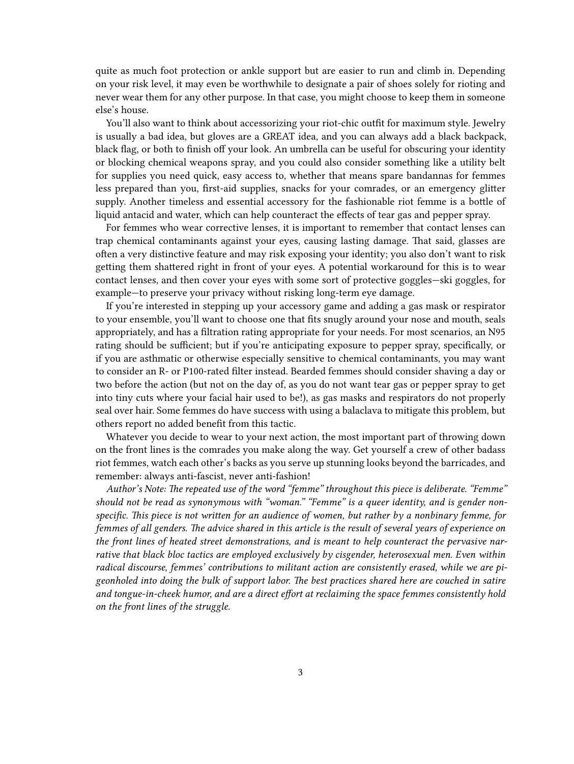quite as much foot protection or ankle support but are easier to run and climb in. Depending on your risk level, it may even be worthwhile to designate a pair of shoes solely for rioting and never wear them for any other purpose. In that case, you might choose to keep them in someone else's house.

You'll also want to think about accessorizing your riot-chic outfit for maximum style. Jewelry is usually a bad idea, but gloves are a GREAT idea, and you can always add a black backpack, black flag, or both to finish off your look. An umbrella can be useful for obscuring your identity or blocking chemical weapons spray, and you could also consider something like a utility belt for supplies you need quick, easy access to, whether that means spare bandannas for femmes less prepared than you, first-aid supplies, snacks for your comrades, or an emergency glitter supply. Another timeless and essential accessory for the fashionable riot femme is a bottle of liquid antacid and water, which can help counteract the effects of tear gas and pepper spray.

For femmes who wear corrective lenses, it is important to remember that contact lenses can trap chemical contaminants against your eyes, causing lasting damage. That said, glasses are often a very distinctive feature and may risk exposing your identity; you also don't want to risk getting them shattered right in front of your eyes. A potential workaround for this is to wear contact lenses, and then cover your eyes with some sort of protective goggles—ski goggles, for example—to preserve your privacy without risking long-term eye damage.

If you're interested in stepping up your accessory game and adding a gas mask or respirator to your ensemble, you'll want to choose one that fits snugly around your nose and mouth, seals appropriately, and has a filtration rating appropriate for your needs. For most scenarios, an N95 rating should be sufficient; but if you're anticipating exposure to pepper spray, specifically, or if you are asthmatic or otherwise especially sensitive to chemical contaminants, you may want to consider an R- or P100-rated filter instead. Bearded femmes should consider shaving a day or two before the action (but not on the day of, as you do not want tear gas or pepper spray to get into tiny cuts where your facial hair used to be!), as gas masks and respirators do not properly seal over hair. Some femmes do have success with using a balaclava to mitigate this problem, but others report no added benefit from this tactic.

Whatever you decide to wear to your next action, the most important part of throwing down on the front lines is the comrades you make along the way. Get yourself a crew of other badass riot femmes, watch each other's backs as you serve up stunning looks beyond the barricades, and remember: always anti-fascist, never anti-fashion!

*Author's Note: The repeated use of the word "femme" throughout this piece is deliberate. "Femme" should not be read as synonymous with "woman." "Femme" is a queer identity, and is gender non-specific. This piece is not written for an audience of women, but rather by a nonbinary femme, for femmes of all genders. The advice shared in this article is the result of several years of experience on the front lines of heated street demonstrations, and is meant to help counteract the pervasive narrative that black bloc tactics are employed exclusively by cisgender, heterosexual men. Even within radical discourse, femmes' contributions to militant action are consistently erased, while we are pigeonholed into doing the bulk of support labor. The best practices shared here are couched in satire and tongue-in-cheek humor, and are a direct effort at reclaiming the space femmes consistently hold on the front lines of the struggle.*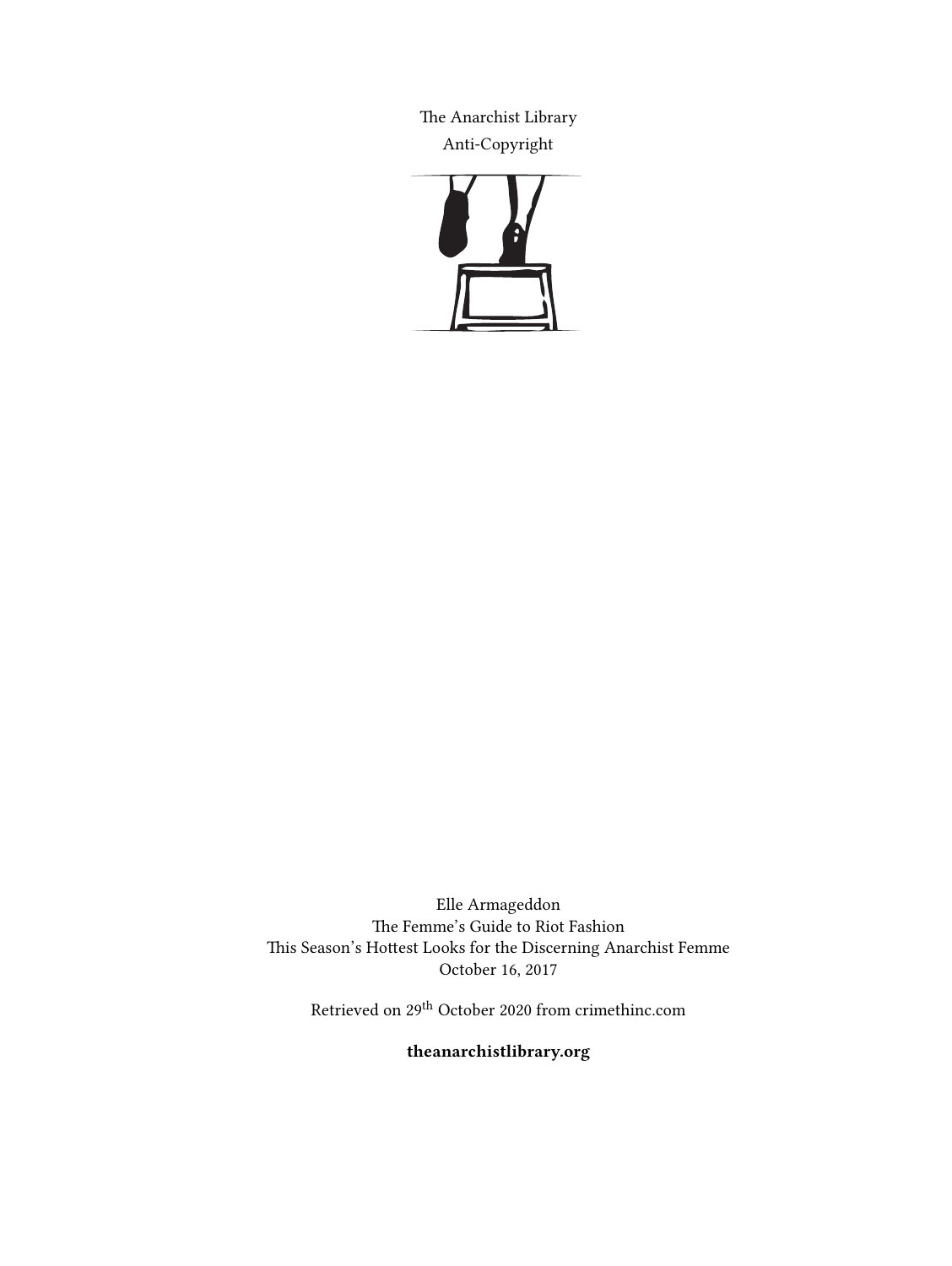The Anarchist Library
Anti-Copyright

Elle Armageddon
The Femme's Guide to Riot Fashion
This Season's Hottest Looks for the Discerning Anarchist Femme
October 16, 2017

Retrieved on 29th October 2020 from crimethinc.com

**theanarchistlibrary.org**